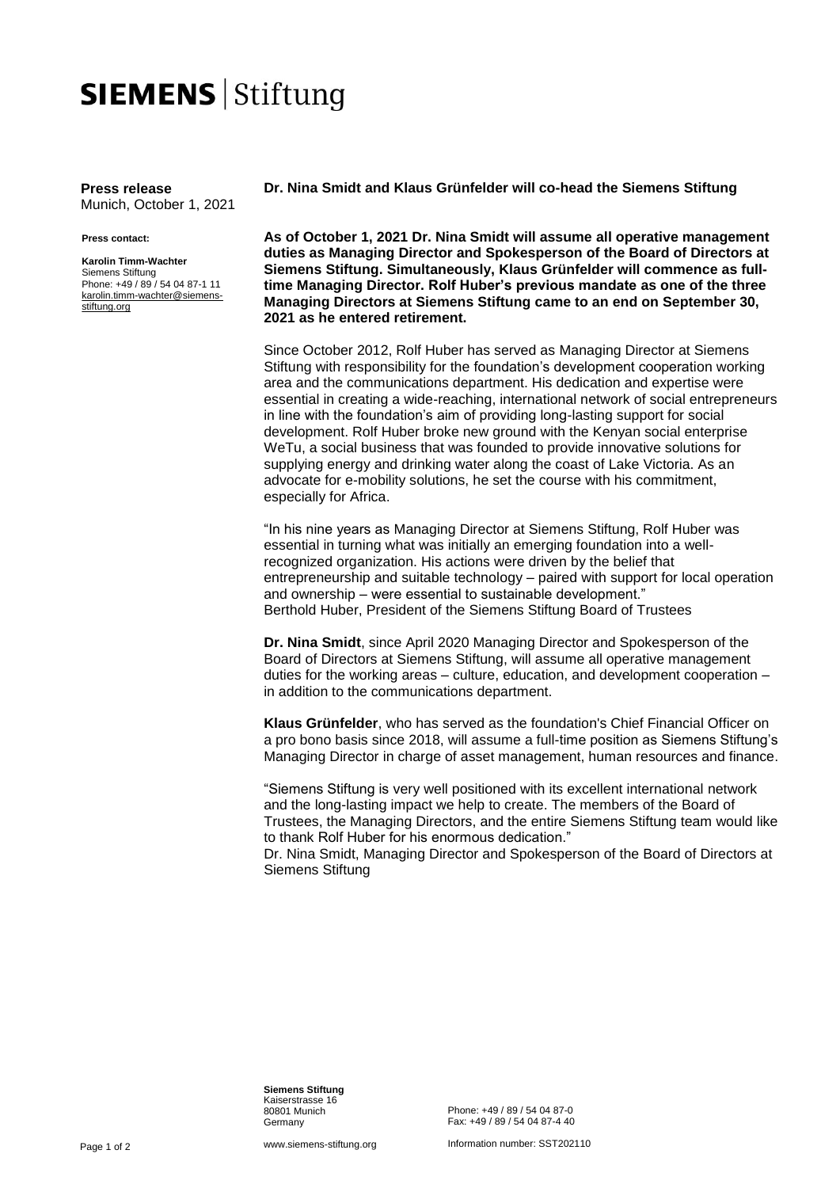# SIEMENS | Stiftung

**Press release**
Munich, October 1, 2021

**Press contact:**

**Karolin Timm-Wachter**
Siemens Stiftung
Phone: +49 / 89 / 54 04 87-1 11
karolin.timm-wachter@siemens-stiftung.org

## Dr. Nina Smidt and Klaus Grünfelder will co-head the Siemens Stiftung

**As of October 1, 2021 Dr. Nina Smidt will assume all operative management duties as Managing Director and Spokesperson of the Board of Directors at Siemens Stiftung. Simultaneously, Klaus Grünfelder will commence as full-time Managing Director. Rolf Huber's previous mandate as one of the three Managing Directors at Siemens Stiftung came to an end on September 30, 2021 as he entered retirement.**

Since October 2012, Rolf Huber has served as Managing Director at Siemens Stiftung with responsibility for the foundation's development cooperation working area and the communications department. His dedication and expertise were essential in creating a wide-reaching, international network of social entrepreneurs in line with the foundation's aim of providing long-lasting support for social development. Rolf Huber broke new ground with the Kenyan social enterprise WeTu, a social business that was founded to provide innovative solutions for supplying energy and drinking water along the coast of Lake Victoria. As an advocate for e-mobility solutions, he set the course with his commitment, especially for Africa.

"In his nine years as Managing Director at Siemens Stiftung, Rolf Huber was essential in turning what was initially an emerging foundation into a well-recognized organization. His actions were driven by the belief that entrepreneurship and suitable technology – paired with support for local operation and ownership – were essential to sustainable development."
Berthold Huber, President of the Siemens Stiftung Board of Trustees

**Dr. Nina Smidt**, since April 2020 Managing Director and Spokesperson of the Board of Directors at Siemens Stiftung, will assume all operative management duties for the working areas – culture, education, and development cooperation – in addition to the communications department.

**Klaus Grünfelder**, who has served as the foundation's Chief Financial Officer on a pro bono basis since 2018, will assume a full-time position as Siemens Stiftung's Managing Director in charge of asset management, human resources and finance.

"Siemens Stiftung is very well positioned with its excellent international network and the long-lasting impact we help to create. The members of the Board of Trustees, the Managing Directors, and the entire Siemens Stiftung team would like to thank Rolf Huber for his enormous dedication."
Dr. Nina Smidt, Managing Director and Spokesperson of the Board of Directors at Siemens Stiftung

**Siemens Stiftung**
Kaiserstrasse 16
80801 Munich
Germany

Phone: +49 / 89 / 54 04 87-0
Fax: +49 / 89 / 54 04 87-4 40

www.siemens-stiftung.org

Information number: SST202110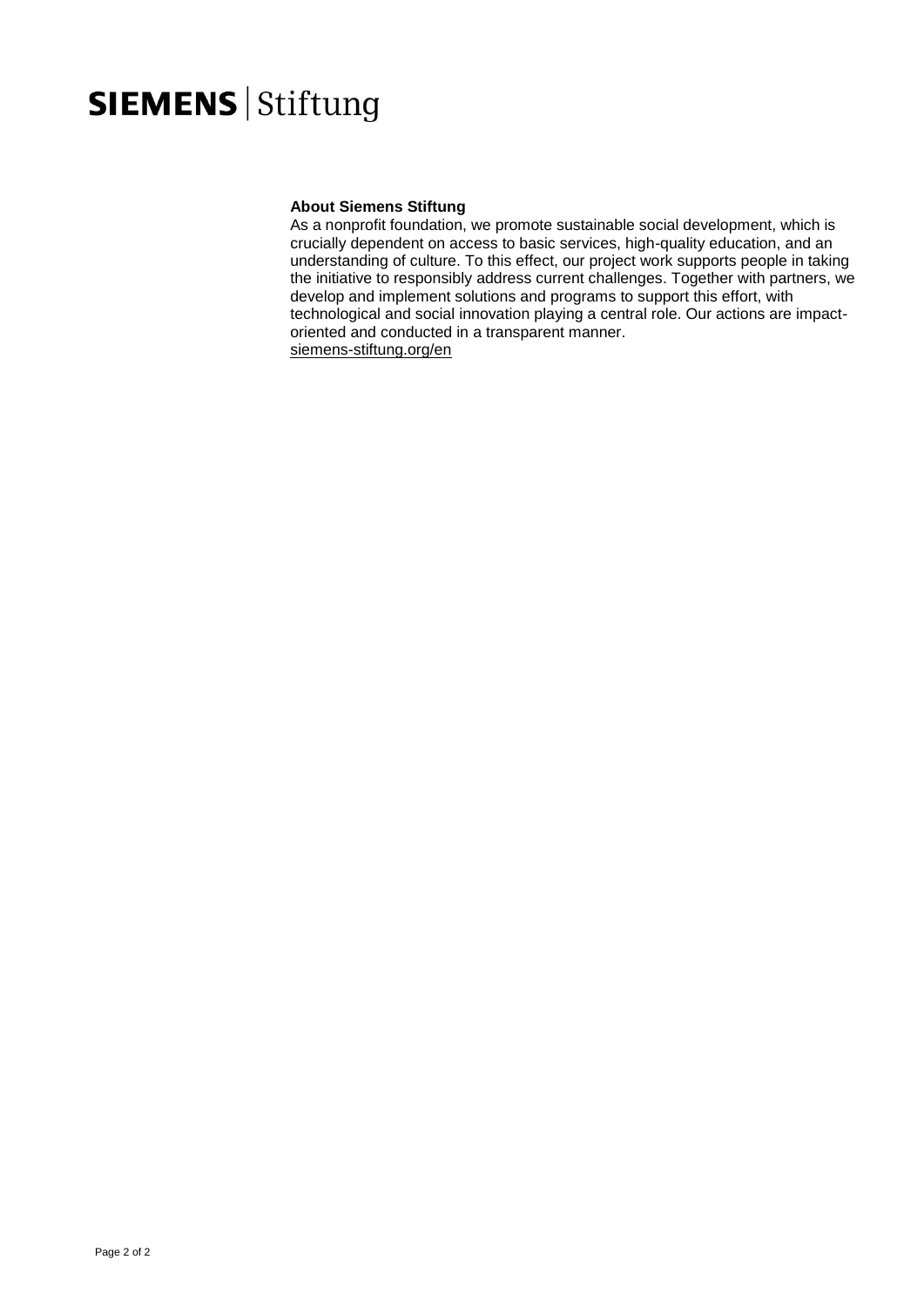**About Siemens Stiftung**

As a nonprofit foundation, we promote sustainable social development, which is crucially dependent on access to basic services, high-quality education, and an understanding of culture. To this effect, our project work supports people in taking the initiative to responsibly address current challenges. Together with partners, we develop and implement solutions and programs to support this effort, with technological and social innovation playing a central role. Our actions are impact-oriented and conducted in a transparent manner.

siemens-stiftung.org/en